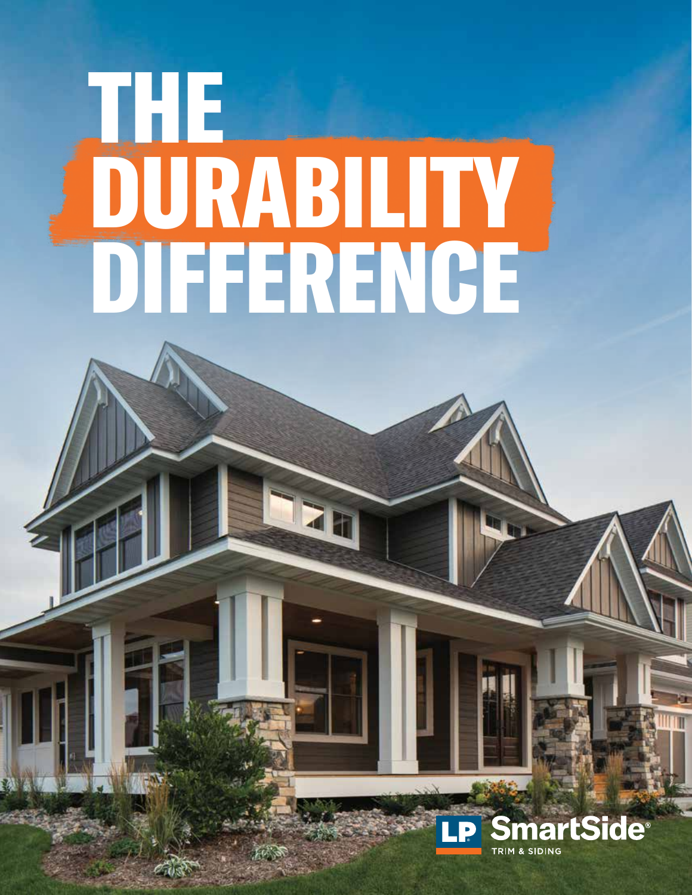# THE DURABILITY DIFFERENCE

LP SmartSide®

TRIM & SIDING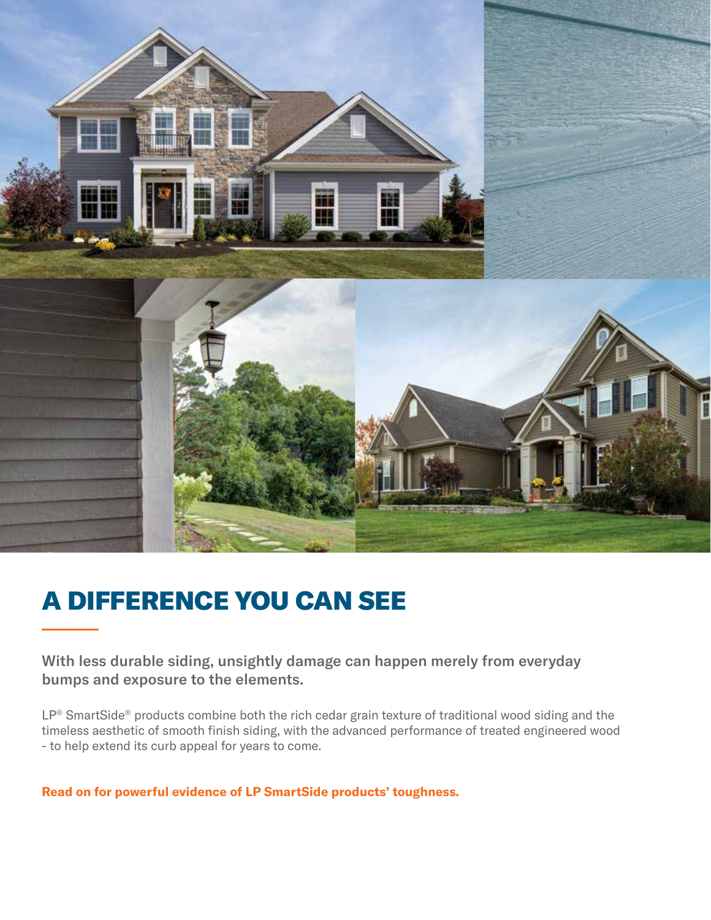# A DIFFERENCE YOU CAN SEE

**With less durable siding, unsightly damage can happen merely from everyday bumps and exposure to the elements.**

LP® SmartSide® products combine both the rich cedar grain texture of traditional wood siding and the timeless aesthetic of smooth finish siding, with the advanced performance of treated engineered wood - to help extend its curb appeal for years to come.

**Read on for powerful evidence of LP SmartSide products' toughness.**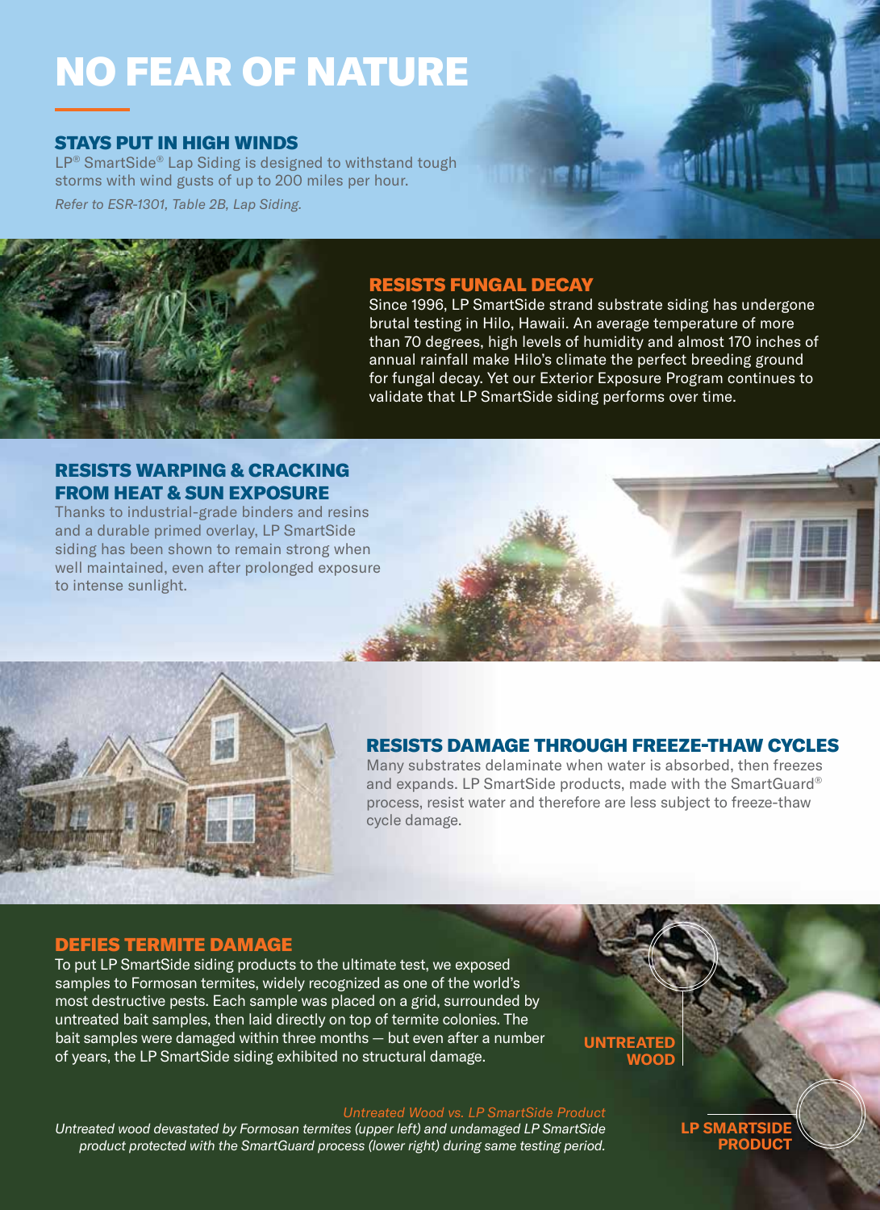# NO FEAR OF NATURE

## STAYS PUT IN HIGH WINDS

LP® SmartSide® Lap Siding is designed to withstand tough storms with wind gusts of up to 200 miles per hour.

*Refer to ESR-1301, Table 2B, Lap Siding.*

## RESISTS FUNGAL DECAY

Since 1996, LP SmartSide strand substrate siding has undergone brutal testing in Hilo, Hawaii. An average temperature of more than 70 degrees, high levels of humidity and almost 170 inches of annual rainfall make Hilo's climate the perfect breeding ground for fungal decay. Yet our Exterior Exposure Program continues to validate that LP SmartSide siding performs over time.

## RESISTS WARPING & CRACKING FROM HEAT & SUN EXPOSURE

Thanks to industrial-grade binders and resins and a durable primed overlay, LP SmartSide siding has been shown to remain strong when well maintained, even after prolonged exposure to intense sunlight.

## RESISTS DAMAGE THROUGH FREEZE-THAW CYCLES

Many substrates delaminate when water is absorbed, then freezes and expands. LP SmartSide products, made with the SmartGuard® process, resist water and therefore are less subject to freeze-thaw cycle damage.

## DEFIES TERMITE DAMAGE

To put LP SmartSide siding products to the ultimate test, we exposed samples to Formosan termites, widely recognized as one of the world's most destructive pests. Each sample was placed on a grid, surrounded by untreated bait samples, then laid directly on top of termite colonies. The bait samples were damaged within three months — but even after a number of years, the LP SmartSide siding exhibited no structural damage.

**UNTREATED WOOD**

**LP SMARTSIDE PRODUCT**

*Untreated Wood vs. LP SmartSide Product*

*Untreated wood devastated by Formosan termites (upper left) and undamaged LP SmartSide product protected with the SmartGuard process (lower right) during same testing period.*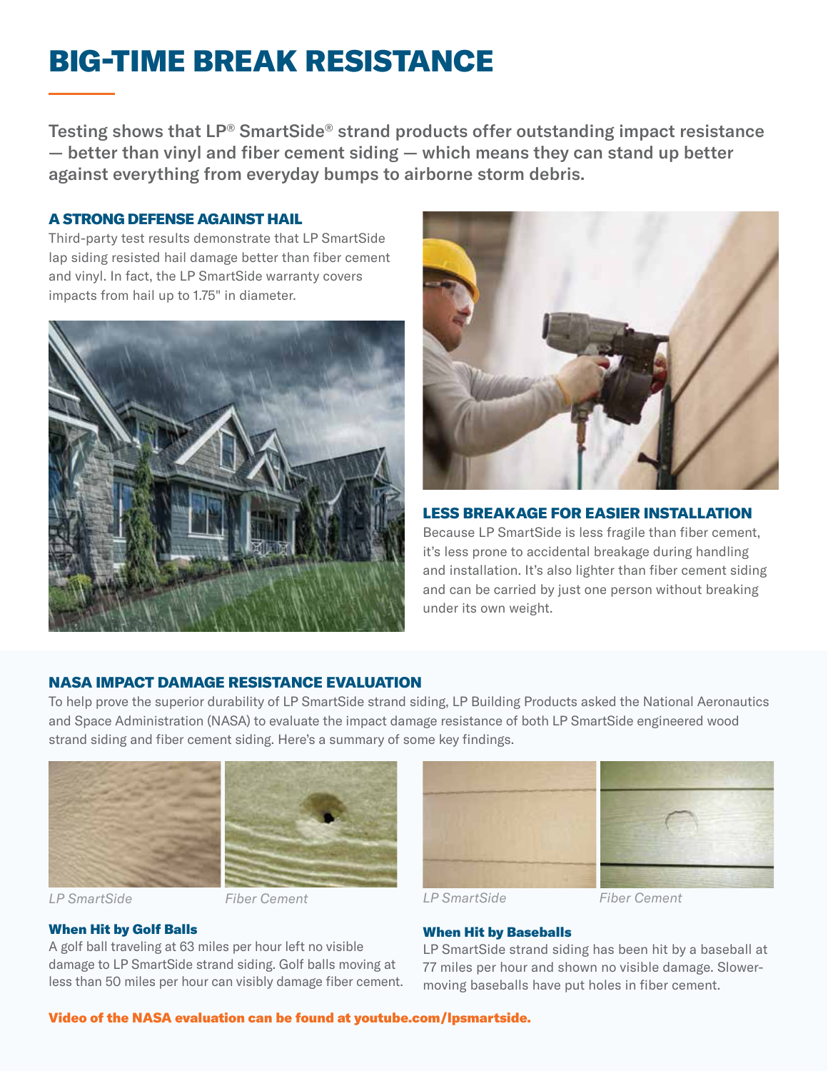# BIG-TIME BREAK RESISTANCE

Testing shows that LP® SmartSide® strand products offer outstanding impact resistance — better than vinyl and fiber cement siding — which means they can stand up better against everything from everyday bumps to airborne storm debris.

## A STRONG DEFENSE AGAINST HAIL

Third-party test results demonstrate that LP SmartSide lap siding resisted hail damage better than fiber cement and vinyl. In fact, the LP SmartSide warranty covers impacts from hail up to 1.75" in diameter.

## LESS BREAKAGE FOR EASIER INSTALLATION

Because LP SmartSide is less fragile than fiber cement, it's less prone to accidental breakage during handling and installation. It's also lighter than fiber cement siding and can be carried by just one person without breaking under its own weight.

## NASA IMPACT DAMAGE RESISTANCE EVALUATION

To help prove the superior durability of LP SmartSide strand siding, LP Building Products asked the National Aeronautics and Space Administration (NASA) to evaluate the impact damage resistance of both LP SmartSide engineered wood strand siding and fiber cement siding. Here's a summary of some key findings.

*LP SmartSide* *Fiber Cement*

### When Hit by Golf Balls

A golf ball traveling at 63 miles per hour left no visible damage to LP SmartSide strand siding. Golf balls moving at less than 50 miles per hour can visibly damage fiber cement.

*LP SmartSide* *Fiber Cement*

### When Hit by Baseballs

LP SmartSide strand siding has been hit by a baseball at 77 miles per hour and shown no visible damage. Slower-moving baseballs have put holes in fiber cement.

**Video of the NASA evaluation can be found at youtube.com/lpsmartside.**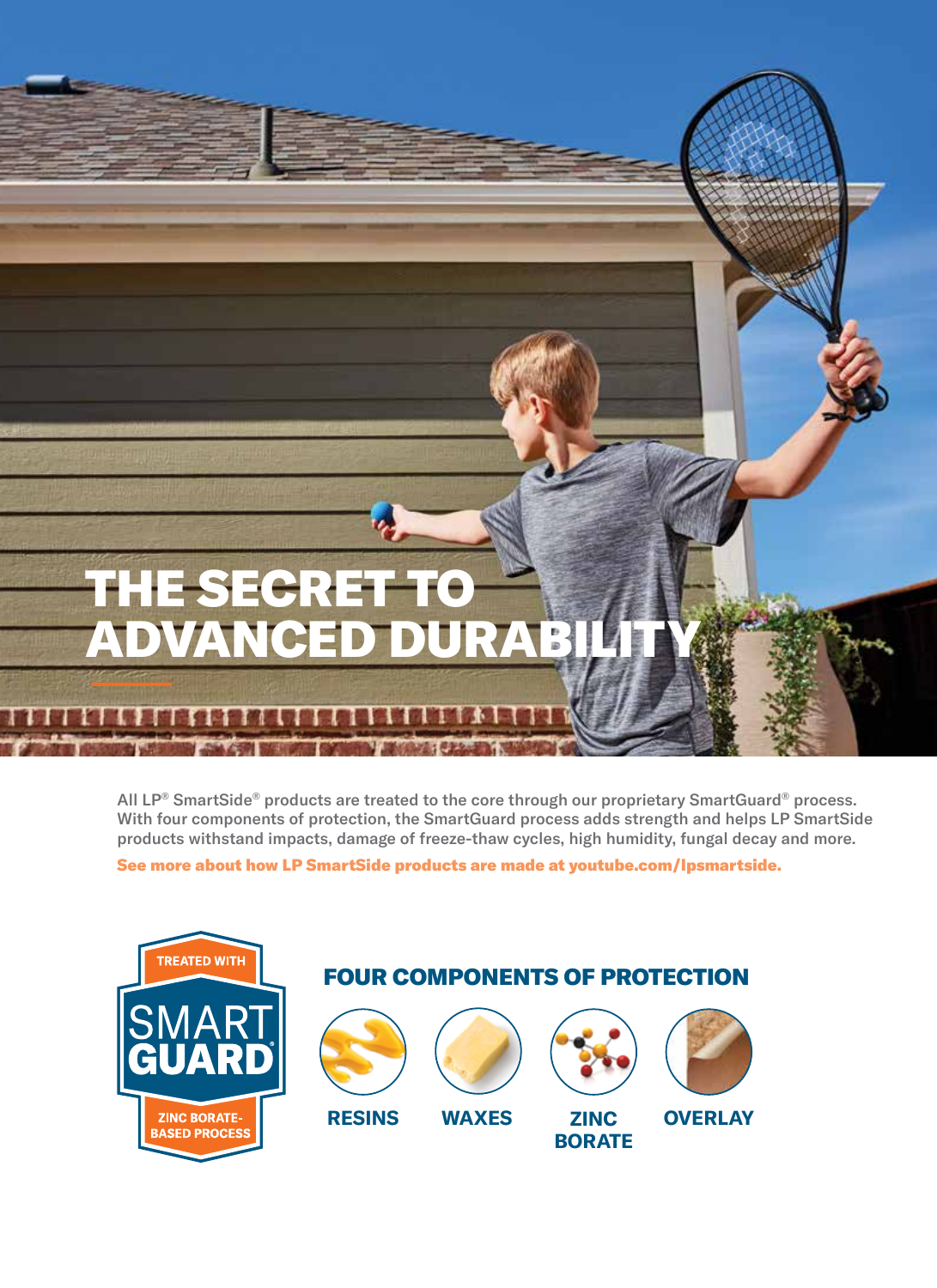# THE SECRET TO ADVANCED DURABILITY

All LP® SmartSide® products are treated to the core through our proprietary SmartGuard® process. With four components of protection, the SmartGuard process adds strength and helps LP SmartSide products withstand impacts, damage of freeze-thaw cycles, high humidity, fungal decay and more.

**See more about how LP SmartSide products are made at youtube.com/lpsmartside.**

TREATED WITH SMART GUARD® ZINC BORATE-BASED PROCESS

## FOUR COMPONENTS OF PROTECTION

**RESINS**

**WAXES**

**ZINC BORATE**

**OVERLAY**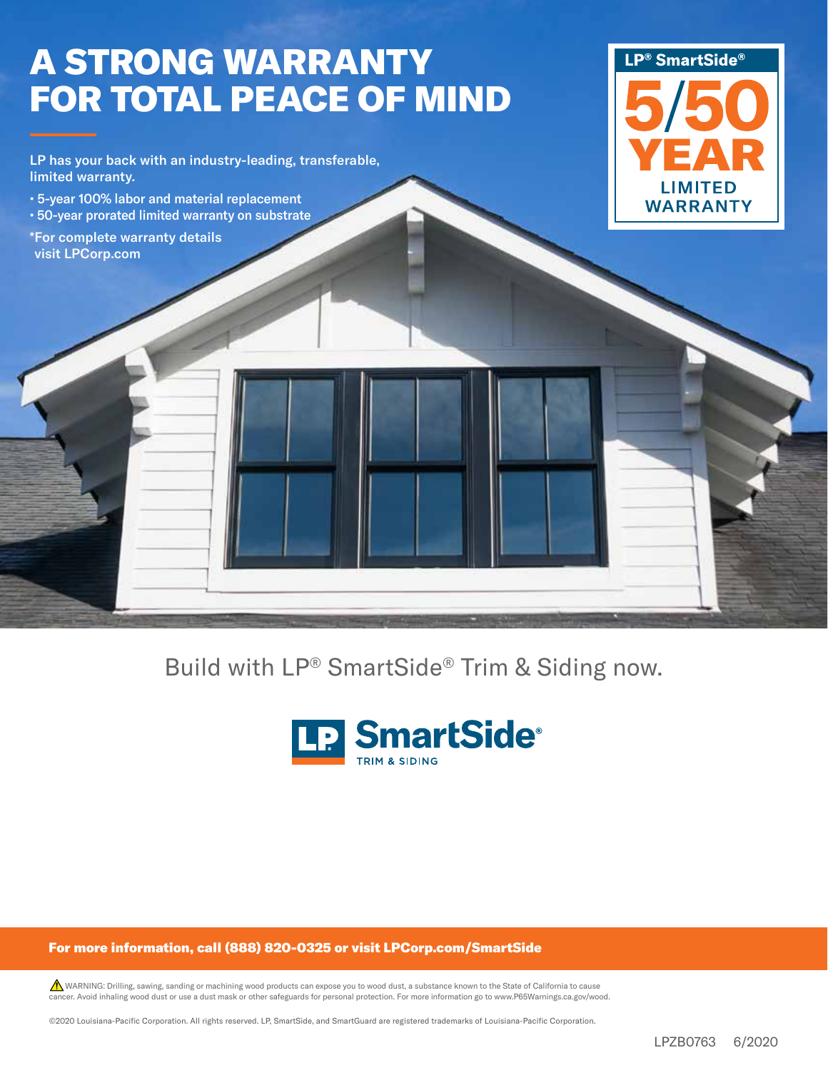# A STRONG WARRANTY FOR TOTAL PEACE OF MIND

**LP has your back with an industry-leading, transferable, limited warranty.**

- **5-year 100% labor and material replacement**
- **50-year prorated limited warranty on substrate**

**\*For complete warranty details visit LPCorp.com**

**LP® SmartSide®**
**5/50 YEAR**
**LIMITED WARRANTY**

Build with LP® SmartSide® Trim & Siding now.

**LP SmartSide®**
TRIM & SIDING

**For more information, call (888) 820-0325 or visit LPCorp.com/SmartSide**

⚠ WARNING: Drilling, sawing, sanding or machining wood products can expose you to wood dust, a substance known to the State of California to cause cancer. Avoid inhaling wood dust or use a dust mask or other safeguards for personal protection. For more information go to www.P65Warnings.ca.gov/wood.

©2020 Louisiana-Pacific Corporation. All rights reserved. LP, SmartSide, and SmartGuard are registered trademarks of Louisiana-Pacific Corporation.

LPZB0763 6/2020